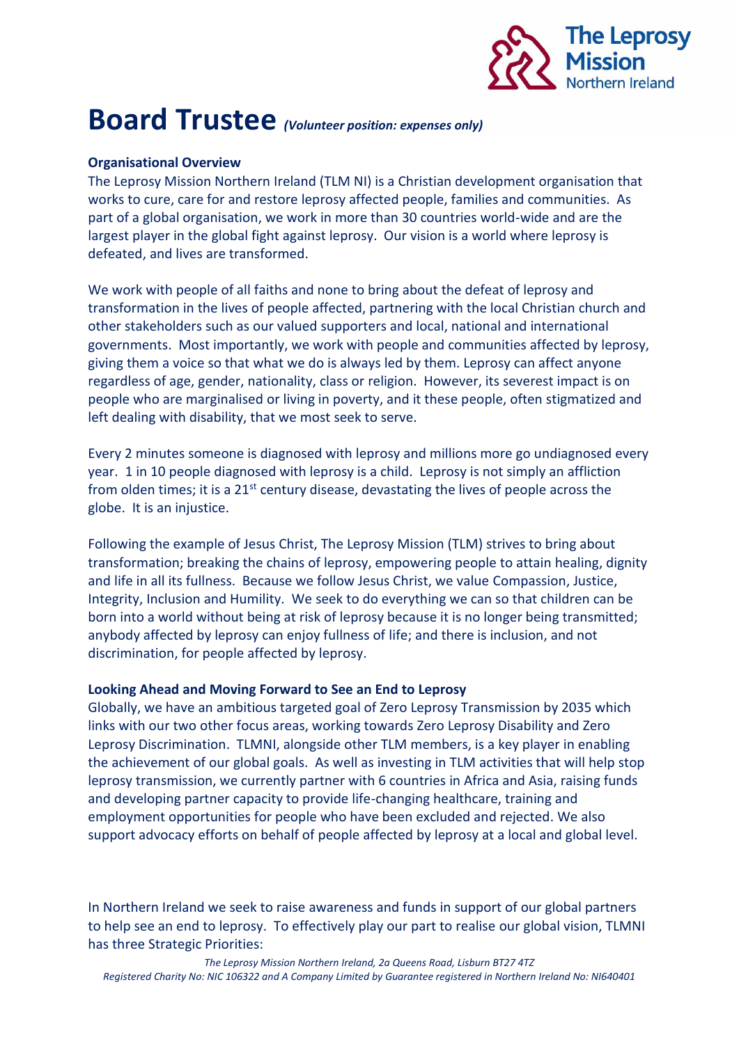# Board Trustee *(Volunteer position: expenses only)*

**Organisational Overview**

The Leprosy Mission Northern Ireland (TLM NI) is a Christian development organisation that works to cure, care for and restore leprosy affected people, families and communities. As part of a global organisation, we work in more than 30 countries world-wide and are the largest player in the global fight against leprosy. Our vision is a world where leprosy is defeated, and lives are transformed.

We work with people of all faiths and none to bring about the defeat of leprosy and transformation in the lives of people affected, partnering with the local Christian church and other stakeholders such as our valued supporters and local, national and international governments. Most importantly, we work with people and communities affected by leprosy, giving them a voice so that what we do is always led by them. Leprosy can affect anyone regardless of age, gender, nationality, class or religion. However, its severest impact is on people who are marginalised or living in poverty, and it these people, often stigmatized and left dealing with disability, that we most seek to serve.

Every 2 minutes someone is diagnosed with leprosy and millions more go undiagnosed every year. 1 in 10 people diagnosed with leprosy is a child. Leprosy is not simply an affliction from olden times; it is a 21st century disease, devastating the lives of people across the globe. It is an injustice.

Following the example of Jesus Christ, The Leprosy Mission (TLM) strives to bring about transformation; breaking the chains of leprosy, empowering people to attain healing, dignity and life in all its fullness. Because we follow Jesus Christ, we value Compassion, Justice, Integrity, Inclusion and Humility. We seek to do everything we can so that children can be born into a world without being at risk of leprosy because it is no longer being transmitted; anybody affected by leprosy can enjoy fullness of life; and there is inclusion, and not discrimination, for people affected by leprosy.

**Looking Ahead and Moving Forward to See an End to Leprosy**

Globally, we have an ambitious targeted goal of Zero Leprosy Transmission by 2035 which links with our two other focus areas, working towards Zero Leprosy Disability and Zero Leprosy Discrimination. TLMNI, alongside other TLM members, is a key player in enabling the achievement of our global goals. As well as investing in TLM activities that will help stop leprosy transmission, we currently partner with 6 countries in Africa and Asia, raising funds and developing partner capacity to provide life-changing healthcare, training and employment opportunities for people who have been excluded and rejected. We also support advocacy efforts on behalf of people affected by leprosy at a local and global level.

In Northern Ireland we seek to raise awareness and funds in support of our global partners to help see an end to leprosy. To effectively play our part to realise our global vision, TLMNI has three Strategic Priorities: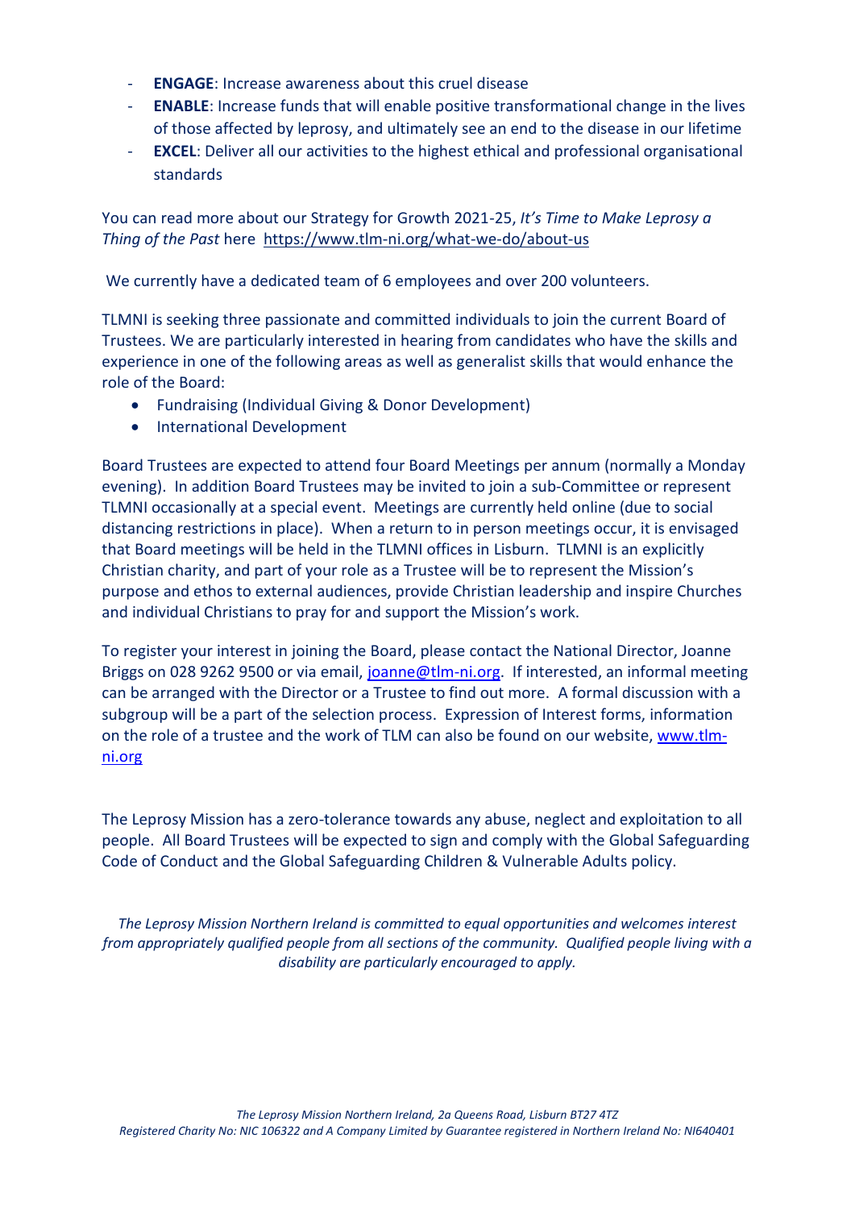- **ENGAGE**: Increase awareness about this cruel disease
- **ENABLE**: Increase funds that will enable positive transformational change in the lives of those affected by leprosy, and ultimately see an end to the disease in our lifetime
- **EXCEL**: Deliver all our activities to the highest ethical and professional organisational standards

You can read more about our Strategy for Growth 2021-25, *It's Time to Make Leprosy a Thing of the Past* here https://www.tlm-ni.org/what-we-do/about-us

We currently have a dedicated team of 6 employees and over 200 volunteers.

TLMNI is seeking three passionate and committed individuals to join the current Board of Trustees. We are particularly interested in hearing from candidates who have the skills and experience in one of the following areas as well as generalist skills that would enhance the role of the Board:

- Fundraising (Individual Giving & Donor Development)
- International Development

Board Trustees are expected to attend four Board Meetings per annum (normally a Monday evening). In addition Board Trustees may be invited to join a sub-Committee or represent TLMNI occasionally at a special event. Meetings are currently held online (due to social distancing restrictions in place). When a return to in person meetings occur, it is envisaged that Board meetings will be held in the TLMNI offices in Lisburn. TLMNI is an explicitly Christian charity, and part of your role as a Trustee will be to represent the Mission's purpose and ethos to external audiences, provide Christian leadership and inspire Churches and individual Christians to pray for and support the Mission's work.

To register your interest in joining the Board, please contact the National Director, Joanne Briggs on 028 9262 9500 or via email, joanne@tlm-ni.org. If interested, an informal meeting can be arranged with the Director or a Trustee to find out more. A formal discussion with a subgroup will be a part of the selection process. Expression of Interest forms, information on the role of a trustee and the work of TLM can also be found on our website, www.tlm-ni.org

The Leprosy Mission has a zero-tolerance towards any abuse, neglect and exploitation to all people. All Board Trustees will be expected to sign and comply with the Global Safeguarding Code of Conduct and the Global Safeguarding Children & Vulnerable Adults policy.

*The Leprosy Mission Northern Ireland is committed to equal opportunities and welcomes interest from appropriately qualified people from all sections of the community. Qualified people living with a disability are particularly encouraged to apply.*

*The Leprosy Mission Northern Ireland, 2a Queens Road, Lisburn BT27 4TZ*
*Registered Charity No: NIC 106322 and A Company Limited by Guarantee registered in Northern Ireland No: NI640401*